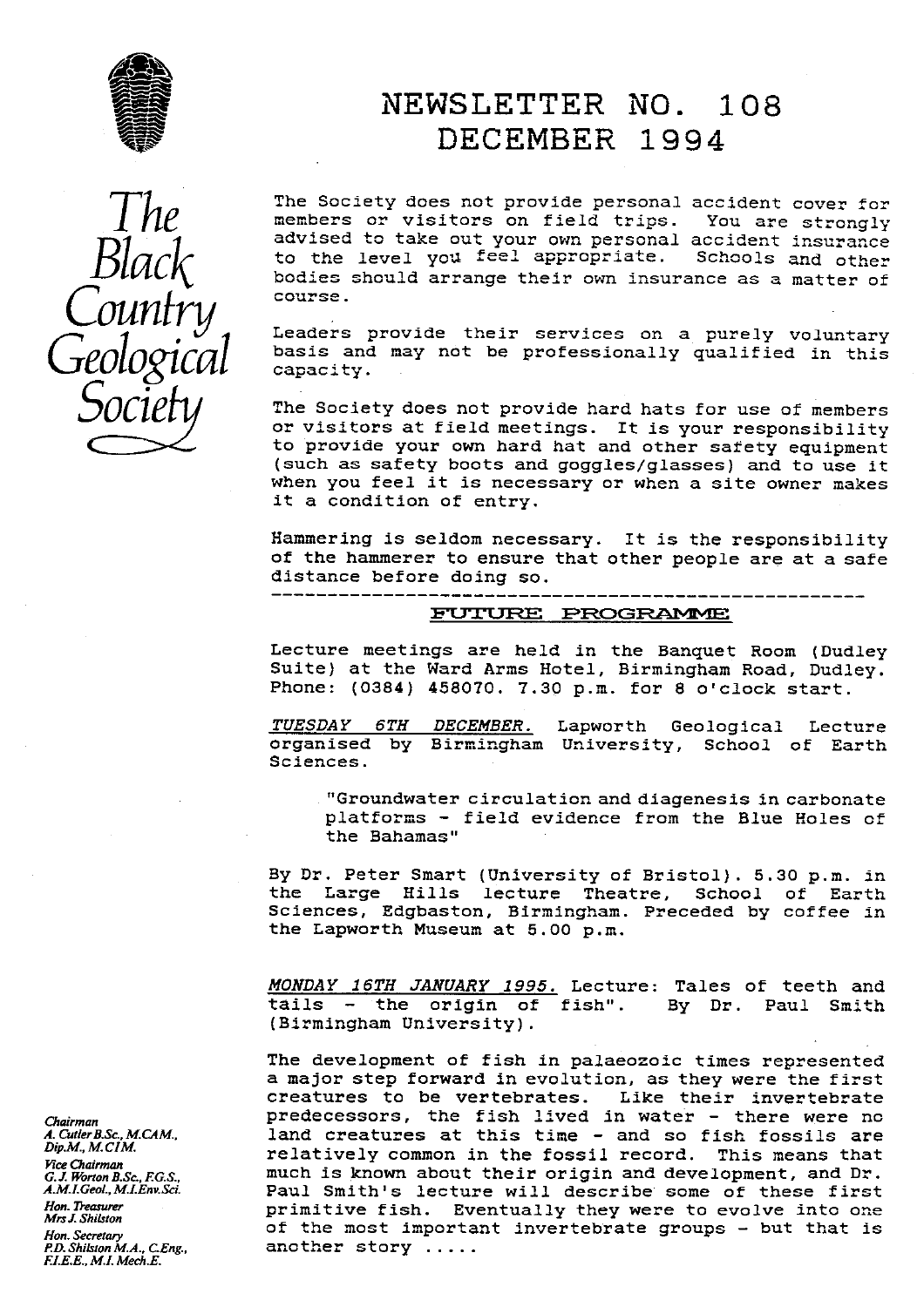# NEWSLETTER NO. 108
# DECEMBER 1994

*The Black Country Geological Society*

The Society does not provide personal accident cover for members or visitors on field trips. You are strongly advised to take out your own personal accident insurance to the level you feel appropriate. Schools and other bodies should arrange their own insurance as a matter of course.

Leaders provide their services on a purely voluntary basis and may not be professionally qualified in this capacity.

The Society does not provide hard hats for use of members or visitors at field meetings. It is your responsibility to provide your own hard hat and other safety equipment (such as safety boots and goggles/glasses) and to use it when you feel it is necessary or when a site owner makes it a condition of entry.

Hammering is seldom necessary. It is the responsibility of the hammerer to ensure that other people are at a safe distance before doing so.

---

## FUTURE PROGRAMME

Lecture meetings are held in the Banquet Room (Dudley Suite) at the Ward Arms Hotel, Birmingham Road, Dudley. Phone: (0384) 458070. 7.30 p.m. for 8 o'clock start.

*TUESDAY 6TH DECEMBER.* Lapworth Geological Lecture organised by Birmingham University, School of Earth Sciences.

> "Groundwater circulation and diagenesis in carbonate platforms - field evidence from the Blue Holes of the Bahamas"

By Dr. Peter Smart (University of Bristol). 5.30 p.m. in the Large Hills lecture Theatre, School of Earth Sciences, Edgbaston, Birmingham. Preceded by coffee in the Lapworth Museum at 5.00 p.m.

*MONDAY 16TH JANUARY 1995.* Lecture: Tales of teeth and tails - the origin of fish". By Dr. Paul Smith (Birmingham University).

The development of fish in palaeozoic times represented a major step forward in evolution, as they were the first creatures to be vertebrates. Like their invertebrate predecessors, the fish lived in water - there were no land creatures at this time - and so fish fossils are relatively common in the fossil record. This means that much is known about their origin and development, and Dr. Paul Smith's lecture will describe some of these first primitive fish. Eventually they were to evolve into one of the most important invertebrate groups - but that is another story .....

*Chairman*
*A. Cutler B.Sc., M.CAM., Dip.M., M.CIM.*

*Vice Chairman*
*G.J. Worton B.Sc., F.G.S., A.M.I.Geol., M.I.Env.Sci.*

*Hon. Treasurer*
*Mrs J. Shilston*

*Hon. Secretary*
*P.D. Shilston M.A., C.Eng., F.I.E.E., M.I. Mech.E.*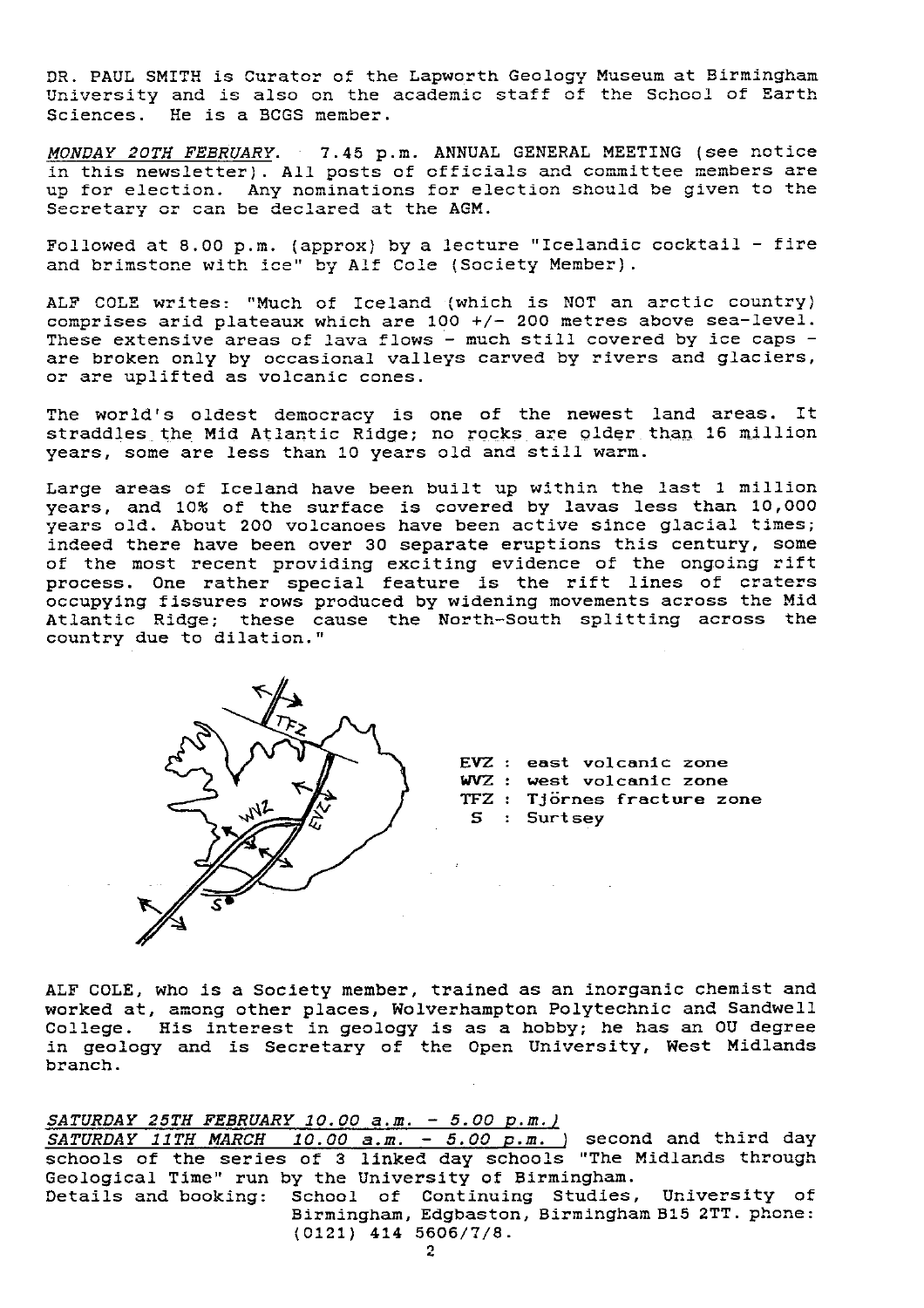DR. PAUL SMITH is Curator of the Lapworth Geology Museum at Birmingham University and is also on the academic staff of the School of Earth Sciences. He is a BCGS member.

*MONDAY 20TH FEBRUARY.* 7.45 p.m. ANNUAL GENERAL MEETING (see notice in this newsletter). All posts of officials and committee members are up for election. Any nominations for election should be given to the Secretary or can be declared at the AGM.

Followed at 8.00 p.m. (approx) by a lecture "Icelandic cocktail - fire and brimstone with ice" by Alf Cole (Society Member).

ALF COLE writes: "Much of Iceland (which is NOT an arctic country) comprises arid plateaux which are 100 +/- 200 metres above sea-level. These extensive areas of lava flows - much still covered by ice caps - are broken only by occasional valleys carved by rivers and glaciers, or are uplifted as volcanic cones.

The world's oldest democracy is one of the newest land areas. It straddles the Mid Atlantic Ridge; no rocks are older than 16 million years, some are less than 10 years old and still warm.

Large areas of Iceland have been built up within the last 1 million years, and 10% of the surface is covered by lavas less than 10,000 years old. About 200 volcanoes have been active since glacial times; indeed there have been over 30 separate eruptions this century, some of the most recent providing exciting evidence of the ongoing rift process. One rather special feature is the rift lines of craters occupying fissures rows produced by widening movements across the Mid Atlantic Ridge; these cause the North-South splitting across the country due to dilation."

EVZ : east volcanic zone
WVZ : west volcanic zone
TFZ : Tjörnes fracture zone
S : Surtsey

ALF COLE, who is a Society member, trained as an inorganic chemist and worked at, among other places, Wolverhampton Polytechnic and Sandwell College. His interest in geology is as a hobby; he has an OU degree in geology and is Secretary of the Open University, West Midlands branch.

*SATURDAY 25TH FEBRUARY 10.00 a.m. - 5.00 p.m.)*
*SATURDAY 11TH MARCH 10.00 a.m. - 5.00 p.m.)* second and third day schools of the series of 3 linked day schools "The Midlands through Geological Time" run by the University of Birmingham.
Details and booking: School of Continuing Studies, University of Birmingham, Edgbaston, Birmingham B15 2TT. phone: (0121) 414 5606/7/8.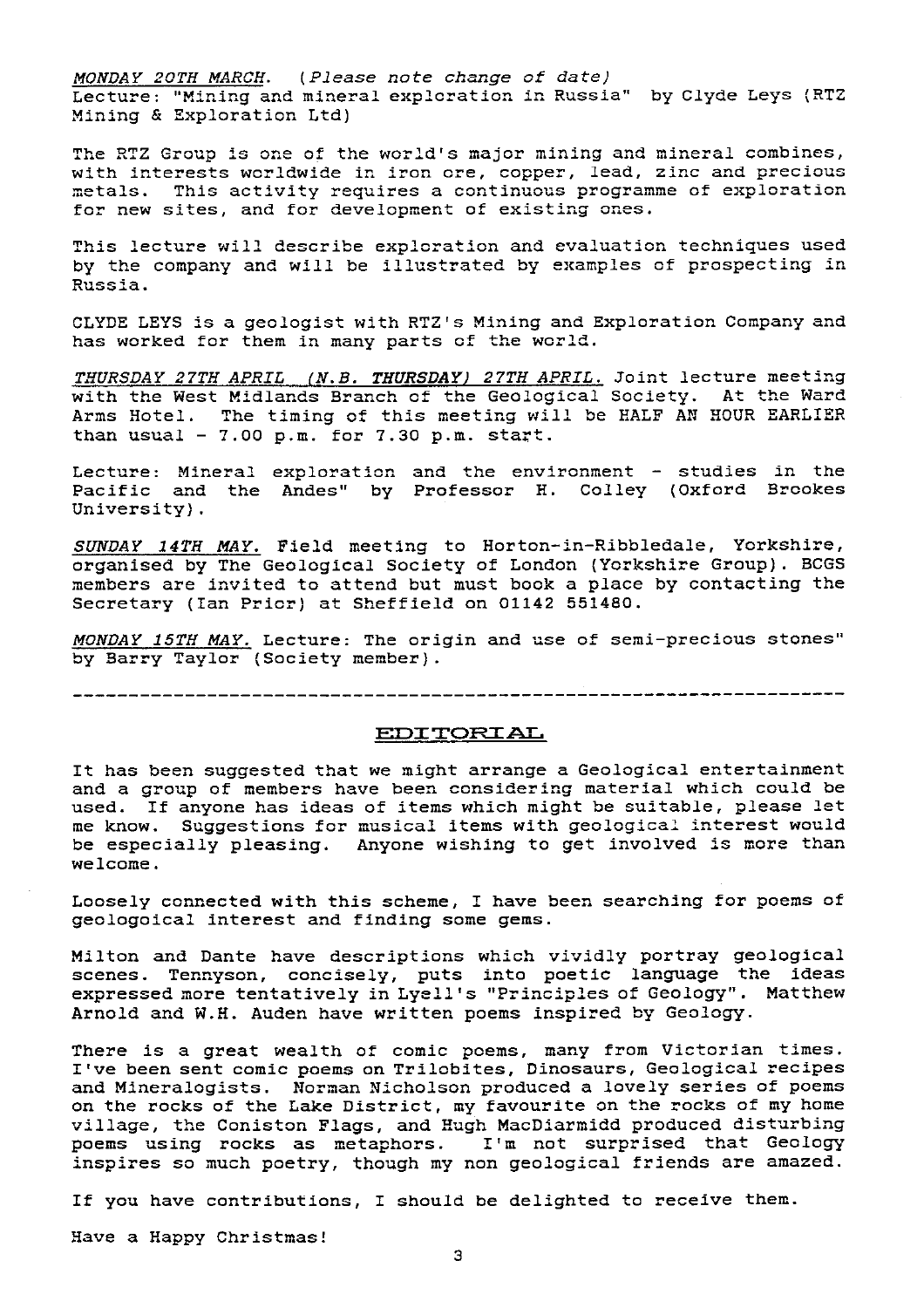*MONDAY 20TH MARCH.* (*Please note change of date*)
Lecture: "Mining and mineral exploration in Russia" by Clyde Leys (RTZ Mining & Exploration Ltd)

The RTZ Group is one of the world's major mining and mineral combines, with interests worldwide in iron ore, copper, lead, zinc and precious metals. This activity requires a continuous programme of exploration for new sites, and for development of existing ones.

This lecture will describe exploration and evaluation techniques used by the company and will be illustrated by examples of prospecting in Russia.

CLYDE LEYS is a geologist with RTZ's Mining and Exploration Company and has worked for them in many parts of the world.

*THURSDAY 27TH APRIL (N.B. THURSDAY) 27TH APRIL.* Joint lecture meeting with the West Midlands Branch of the Geological Society. At the Ward Arms Hotel. The timing of this meeting will be HALF AN HOUR EARLIER than usual - 7.00 p.m. for 7.30 p.m. start.

Lecture: Mineral exploration and the environment - studies in the Pacific and the Andes" by Professor H. Colley (Oxford Brookes University).

*SUNDAY 14TH MAY.* Field meeting to Horton-in-Ribbledale, Yorkshire, organised by The Geological Society of London (Yorkshire Group). BCGS members are invited to attend but must book a place by contacting the Secretary (Ian Prior) at Sheffield on 01142 551480.

*MONDAY 15TH MAY.* Lecture: The origin and use of semi-precious stones" by Barry Taylor (Society member).

---

## EDITORIAL

It has been suggested that we might arrange a Geological entertainment and a group of members have been considering material which could be used. If anyone has ideas of items which might be suitable, please let me know. Suggestions for musical items with geological interest would be especially pleasing. Anyone wishing to get involved is more than welcome.

Loosely connected with this scheme, I have been searching for poems of geologoical interest and finding some gems.

Milton and Dante have descriptions which vividly portray geological scenes. Tennyson, concisely, puts into poetic language the ideas expressed more tentatively in Lyell's "Principles of Geology". Matthew Arnold and W.H. Auden have written poems inspired by Geology.

There is a great wealth of comic poems, many from Victorian times. I've been sent comic poems on Trilobites, Dinosaurs, Geological recipes and Mineralogists. Norman Nicholson produced a lovely series of poems on the rocks of the Lake District, my favourite on the rocks of my home village, the Coniston Flags, and Hugh MacDiarmidd produced disturbing poems using rocks as metaphors. I'm not surprised that Geology inspires so much poetry, though my non geological friends are amazed.

If you have contributions, I should be delighted to receive them.

Have a Happy Christmas!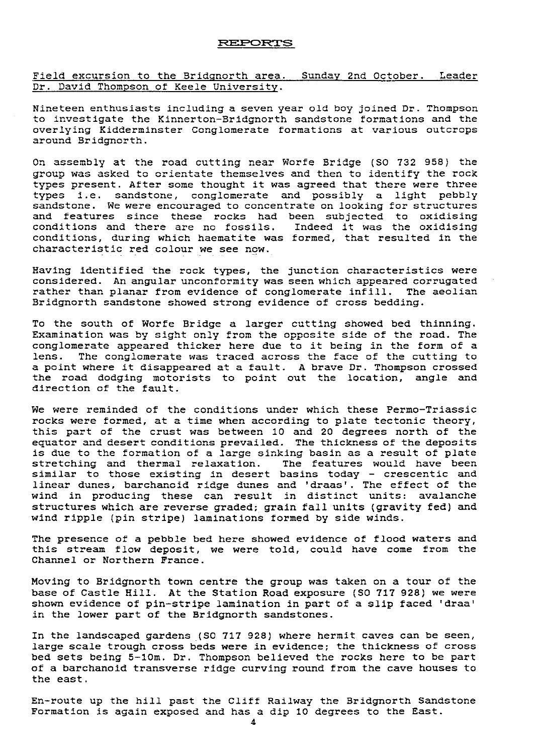## REPORTS

Field excursion to the Bridgnorth area. Sunday 2nd October. Leader Dr. David Thompson of Keele University.

Nineteen enthusiasts including a seven year old boy joined Dr. Thompson to investigate the Kinnerton-Bridgnorth sandstone formations and the overlying Kidderminster Conglomerate formations at various outcrops around Bridgnorth.

On assembly at the road cutting near Worfe Bridge (SO 732 958) the group was asked to orientate themselves and then to identify the rock types present. After some thought it was agreed that there were three types i.e. sandstone, conglomerate and possibly a light pebbly sandstone. We were encouraged to concentrate on looking for structures and features since these rocks had been subjected to oxidising conditions and there are no fossils. Indeed it was the oxidising conditions, during which haematite was formed, that resulted in the characteristic red colour we see now.

Having identified the rock types, the junction characteristics were considered. An angular unconformity was seen which appeared corrugated rather than planar from evidence of conglomerate infill. The aeolian Bridgnorth sandstone showed strong evidence of cross bedding.

To the south of Worfe Bridge a larger cutting showed bed thinning. Examination was by sight only from the opposite side of the road. The conglomerate appeared thicker here due to it being in the form of a lens. The conglomerate was traced across the face of the cutting to a point where it disappeared at a fault. A brave Dr. Thompson crossed the road dodging motorists to point out the location, angle and direction of the fault.

We were reminded of the conditions under which these Permo-Triassic rocks were formed, at a time when according to plate tectonic theory, this part of the crust was between 10 and 20 degrees north of the equator and desert conditions prevailed. The thickness of the deposits is due to the formation of a large sinking basin as a result of plate stretching and thermal relaxation. The features would have been similar to those existing in desert basins today - crescentic and linear dunes, barchanoid ridge dunes and 'draas'. The effect of the wind in producing these can result in distinct units: avalanche structures which are reverse graded; grain fall units (gravity fed) and wind ripple (pin stripe) laminations formed by side winds.

The presence of a pebble bed here showed evidence of flood waters and this stream flow deposit, we were told, could have come from the Channel or Northern France.

Moving to Bridgnorth town centre the group was taken on a tour of the base of Castle Hill. At the Station Road exposure (SO 717 928) we were shown evidence of pin-stripe lamination in part of a slip faced 'draa' in the lower part of the Bridgnorth sandstones.

In the landscaped gardens (SO 717 928) where hermit caves can be seen, large scale trough cross beds were in evidence; the thickness of cross bed sets being 5-10m. Dr. Thompson believed the rocks here to be part of a barchanoid transverse ridge curving round from the cave houses to the east.

En-route up the hill past the Cliff Railway the Bridgnorth Sandstone Formation is again exposed and has a dip 10 degrees to the East.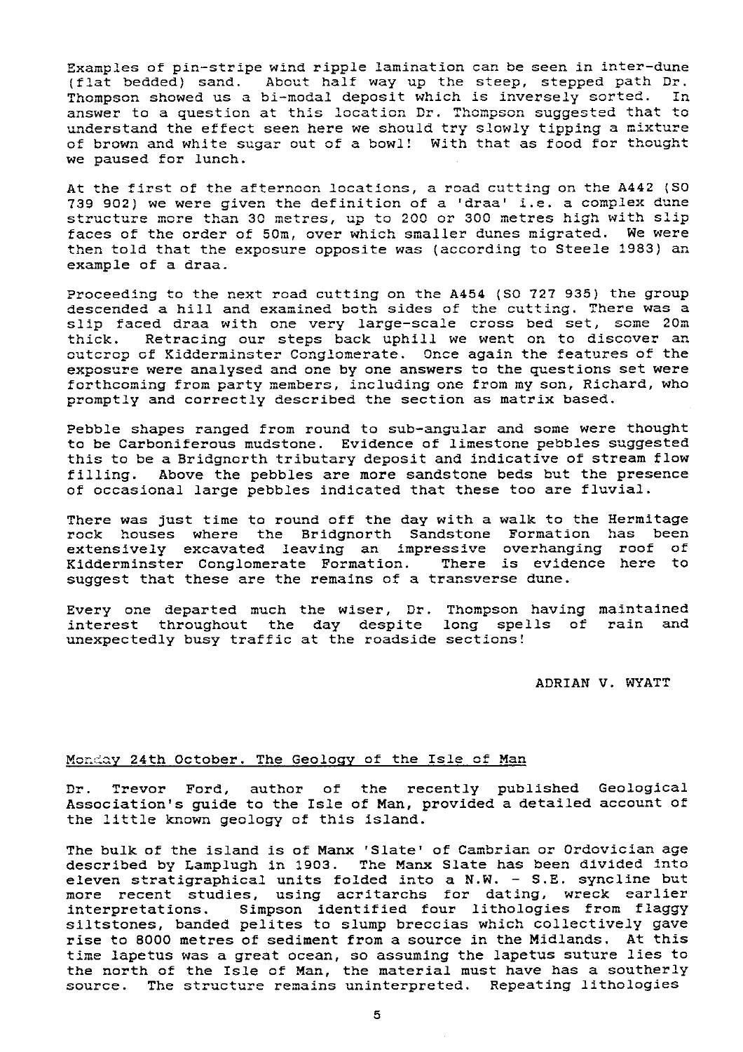Examples of pin-stripe wind ripple lamination can be seen in inter-dune (flat bedded) sand. About half way up the steep, stepped path Dr. Thompson showed us a bi-modal deposit which is inversely sorted. In answer to a question at this location Dr. Thompson suggested that to understand the effect seen here we should try slowly tipping a mixture of brown and white sugar out of a bowl! With that as food for thought we paused for lunch.

At the first of the afternoon locations, a road cutting on the A442 (SO 739 902) we were given the definition of a 'draa' i.e. a complex dune structure more than 30 metres, up to 200 or 300 metres high with slip faces of the order of 50m, over which smaller dunes migrated. We were then told that the exposure opposite was (according to Steele 1983) an example of a draa.

Proceeding to the next road cutting on the A454 (SO 727 935) the group descended a hill and examined both sides of the cutting. There was a slip faced draa with one very large-scale cross bed set, some 20m thick. Retracing our steps back uphill we went on to discover an outcrop of Kidderminster Conglomerate. Once again the features of the exposure were analysed and one by one answers to the questions set were forthcoming from party members, including one from my son, Richard, who promptly and correctly described the section as matrix based.

Pebble shapes ranged from round to sub-angular and some were thought to be Carboniferous mudstone. Evidence of limestone pebbles suggested this to be a Bridgnorth tributary deposit and indicative of stream flow filling. Above the pebbles are more sandstone beds but the presence of occasional large pebbles indicated that these too are fluvial.

There was just time to round off the day with a walk to the Hermitage rock houses where the Bridgnorth Sandstone Formation has been extensively excavated leaving an impressive overhanging roof of Kidderminster Conglomerate Formation. There is evidence here to suggest that these are the remains of a transverse dune.

Every one departed much the wiser, Dr. Thompson having maintained interest throughout the day despite long spells of rain and unexpectedly busy traffic at the roadside sections!

ADRIAN V. WYATT

## Monday 24th October. The Geology of the Isle of Man

Dr. Trevor Ford, author of the recently published Geological Association's guide to the Isle of Man, provided a detailed account of the little known geology of this island.

The bulk of the island is of Manx 'Slate' of Cambrian or Ordovician age described by Lamplugh in 1903. The Manx Slate has been divided into eleven stratigraphical units folded into a N.W. - S.E. syncline but more recent studies, using acritarchs for dating, wreck earlier interpretations. Simpson identified four lithologies from flaggy siltstones, banded pelites to slump breccias which collectively gave rise to 8000 metres of sediment from a source in the Midlands. At this time Iapetus was a great ocean, so assuming the Iapetus suture lies to the north of the Isle of Man, the material must have has a southerly source. The structure remains uninterpreted. Repeating lithologies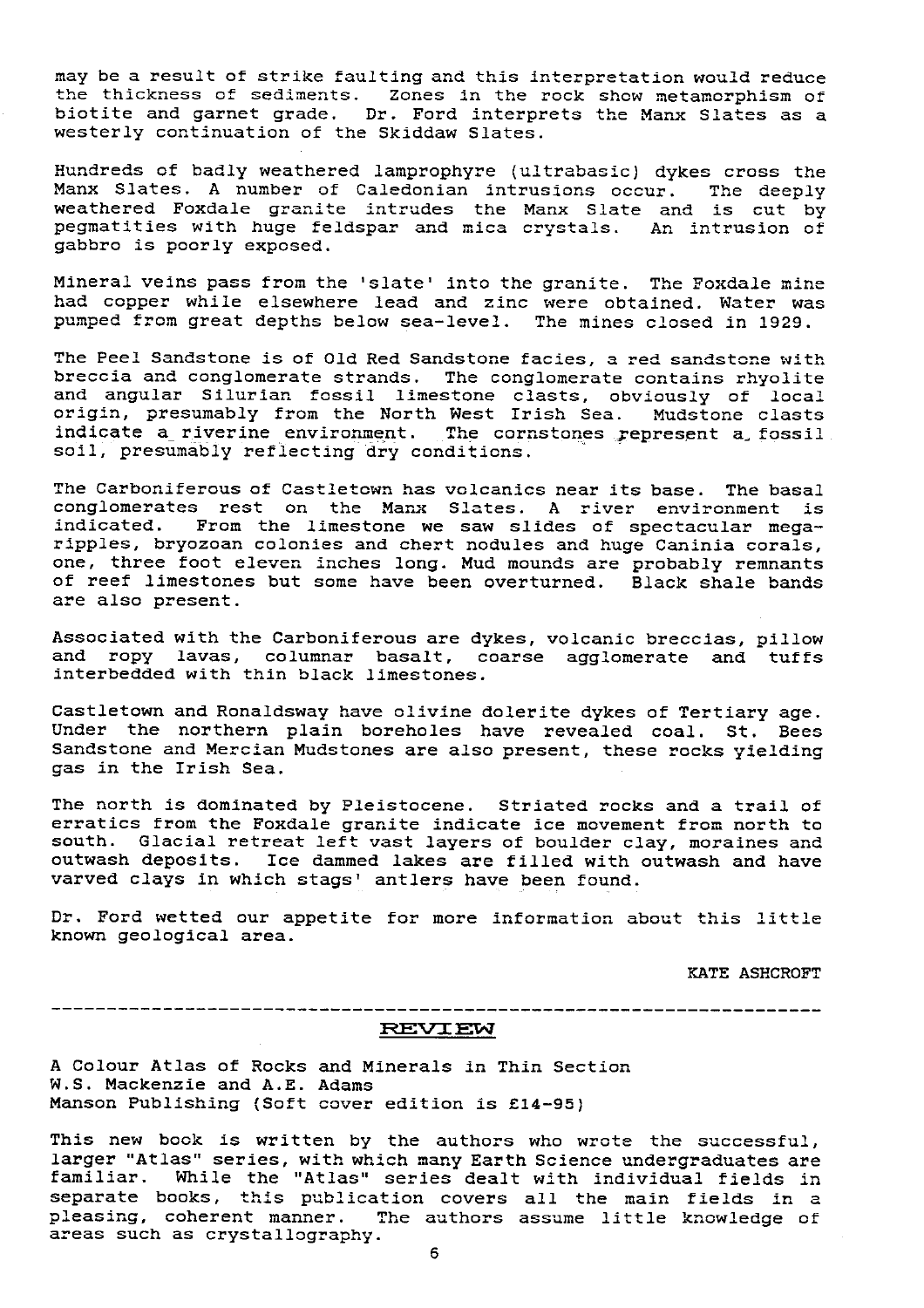may be a result of strike faulting and this interpretation would reduce the thickness of sediments. Zones in the rock show metamorphism of biotite and garnet grade. Dr. Ford interprets the Manx Slates as a westerly continuation of the Skiddaw Slates.

Hundreds of badly weathered lamprophyre (ultrabasic) dykes cross the Manx Slates. A number of Caledonian intrusions occur. The deeply weathered Foxdale granite intrudes the Manx Slate and is cut by pegmatities with huge feldspar and mica crystals. An intrusion of gabbro is poorly exposed.

Mineral veins pass from the 'slate' into the granite. The Foxdale mine had copper while elsewhere lead and zinc were obtained. Water was pumped from great depths below sea-level. The mines closed in 1929.

The Peel Sandstone is of Old Red Sandstone facies, a red sandstone with breccia and conglomerate strands. The conglomerate contains rhyolite and angular Silurian fossil limestone clasts, obviously of local origin, presumably from the North West Irish Sea. Mudstone clasts indicate a riverine environment. The cornstones represent a fossil soil, presumably reflecting dry conditions.

The Carboniferous of Castletown has volcanics near its base. The basal conglomerates rest on the Manx Slates. A river environment is indicated. From the limestone we saw slides of spectacular mega-ripples, bryozoan colonies and chert nodules and huge Caninia corals, one, three foot eleven inches long. Mud mounds are probably remnants of reef limestones but some have been overturned. Black shale bands are also present.

Associated with the Carboniferous are dykes, volcanic breccias, pillow and ropy lavas, columnar basalt, coarse agglomerate and tuffs interbedded with thin black limestones.

Castletown and Ronaldsway have olivine dolerite dykes of Tertiary age. Under the northern plain boreholes have revealed coal. St. Bees Sandstone and Mercian Mudstones are also present, these rocks yielding gas in the Irish Sea.

The north is dominated by Pleistocene. Striated rocks and a trail of erratics from the Foxdale granite indicate ice movement from north to south. Glacial retreat left vast layers of boulder clay, moraines and outwash deposits. Ice dammed lakes are filled with outwash and have varved clays in which stags' antlers have been found.

Dr. Ford wetted our appetite for more information about this little known geological area.

KATE ASHCROFT

---

## REVIEW

A Colour Atlas of Rocks and Minerals in Thin Section
W.S. Mackenzie and A.E. Adams
Manson Publishing (Soft cover edition is £14-95)

This new book is written by the authors who wrote the successful, larger "Atlas" series, with which many Earth Science undergraduates are familiar. While the "Atlas" series dealt with individual fields in separate books, this publication covers all the main fields in a pleasing, coherent manner. The authors assume little knowledge of areas such as crystallography.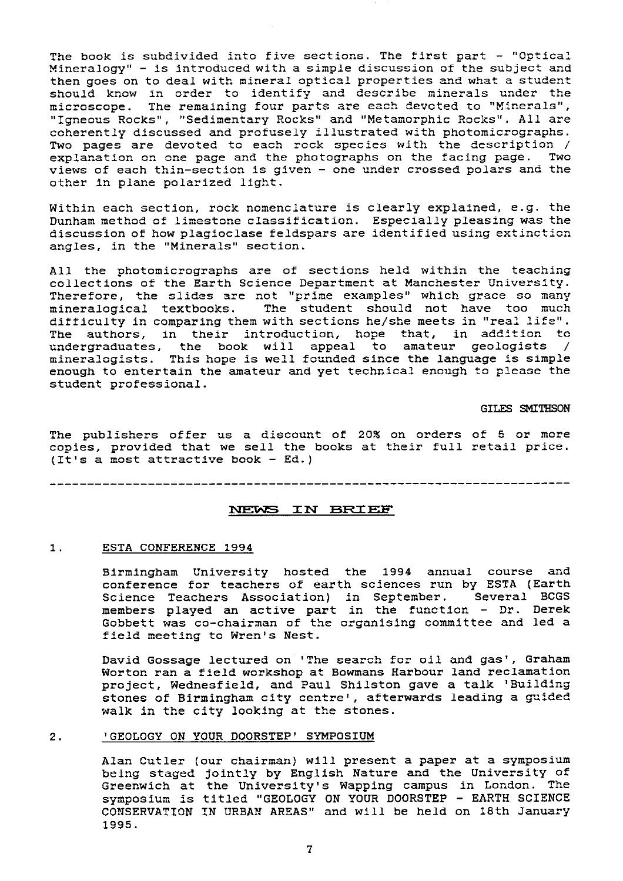The book is subdivided into five sections. The first part - "Optical Mineralogy" - is introduced with a simple discussion of the subject and then goes on to deal with mineral optical properties and what a student should know in order to identify and describe minerals under the microscope. The remaining four parts are each devoted to "Minerals", "Igneous Rocks", "Sedimentary Rocks" and "Metamorphic Rocks". All are coherently discussed and profusely illustrated with photomicrographs. Two pages are devoted to each rock species with the description / explanation on one page and the photographs on the facing page. Two views of each thin-section is given - one under crossed polars and the other in plane polarized light.

Within each section, rock nomenclature is clearly explained, e.g. the Dunham method of limestone classification. Especially pleasing was the discussion of how plagioclase feldspars are identified using extinction angles, in the "Minerals" section.

All the photomicrographs are of sections held within the teaching collections of the Earth Science Department at Manchester University. Therefore, the slides are not "prime examples" which grace so many mineralogical textbooks. The student should not have too much difficulty in comparing them with sections he/she meets in "real life". The authors, in their introduction, hope that, in addition to undergraduates, the book will appeal to amateur geologists / mineralogists. This hope is well founded since the language is simple enough to entertain the amateur and yet technical enough to please the student professional.

GILES SMITHSON

The publishers offer us a discount of 20% on orders of 5 or more copies, provided that we sell the books at their full retail price. (It's a most attractive book - Ed.)

---

## NEWS IN BRIEF

1. **ESTA CONFERENCE 1994**

   Birmingham University hosted the 1994 annual course and conference for teachers of earth sciences run by ESTA (Earth Science Teachers Association) in September. Several BCGS members played an active part in the function - Dr. Derek Gobbett was co-chairman of the organising committee and led a field meeting to Wren's Nest.

   David Gossage lectured on 'The search for oil and gas', Graham Worton ran a field workshop at Bowmans Harbour land reclamation project, Wednesfield, and Paul Shilston gave a talk 'Building stones of Birmingham city centre', afterwards leading a guided walk in the city looking at the stones.

2. **'GEOLOGY ON YOUR DOORSTEP' SYMPOSIUM**

   Alan Cutler (our chairman) will present a paper at a symposium being staged jointly by English Nature and the University of Greenwich at the University's Wapping campus in London. The symposium is titled "GEOLOGY ON YOUR DOORSTEP - EARTH SCIENCE CONSERVATION IN URBAN AREAS" and will be held on 18th January 1995.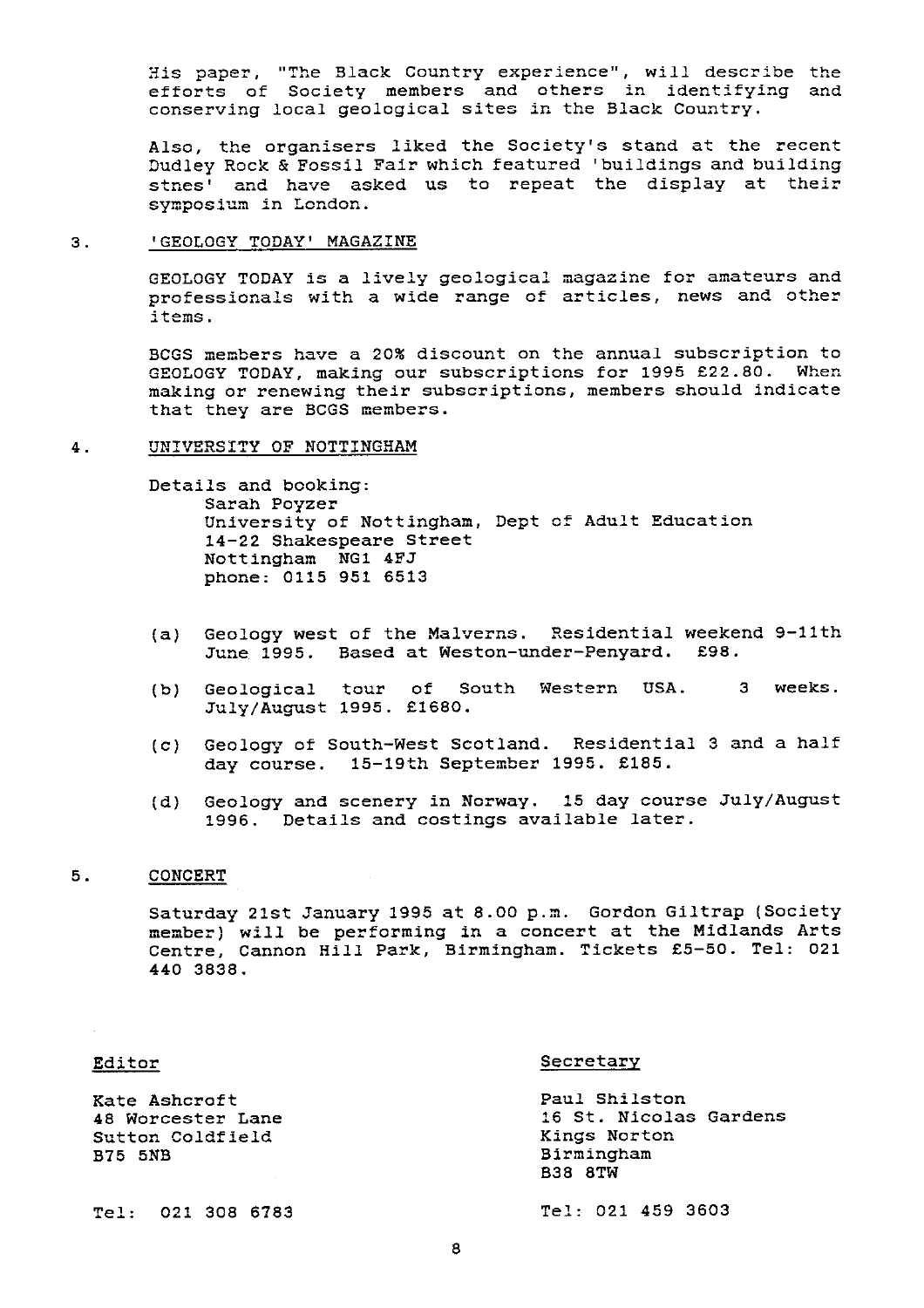His paper, "The Black Country experience", will describe the efforts of Society members and others in identifying and conserving local geological sites in the Black Country.

Also, the organisers liked the Society's stand at the recent Dudley Rock & Fossil Fair which featured 'buildings and building stnes' and have asked us to repeat the display at their symposium in London.

## 3. 'GEOLOGY TODAY' MAGAZINE

GEOLOGY TODAY is a lively geological magazine for amateurs and professionals with a wide range of articles, news and other items.

BCGS members have a 20% discount on the annual subscription to GEOLOGY TODAY, making our subscriptions for 1995 £22.80. When making or renewing their subscriptions, members should indicate that they are BCGS members.

## 4. UNIVERSITY OF NOTTINGHAM

Details and booking:
Sarah Poyzer
University of Nottingham, Dept of Adult Education
14-22 Shakespeare Street
Nottingham NG1 4FJ
phone: 0115 951 6513

(a) Geology west of the Malverns. Residential weekend 9-11th June 1995. Based at Weston-under-Penyard. £98.

(b) Geological tour of South Western USA. 3 weeks. July/August 1995. £1680.

(c) Geology of South-West Scotland. Residential 3 and a half day course. 15-19th September 1995. £185.

(d) Geology and scenery in Norway. 15 day course July/August 1996. Details and costings available later.

## 5. CONCERT

Saturday 21st January 1995 at 8.00 p.m. Gordon Giltrap (Society member) will be performing in a concert at the Midlands Arts Centre, Cannon Hill Park, Birmingham. Tickets £5-50. Tel: 021 440 3838.

**Editor**

Kate Ashcroft
48 Worcester Lane
Sutton Coldfield
B75 5NB

Tel: 021 308 6783

**Secretary**

Paul Shilston
16 St. Nicolas Gardens
Kings Norton
Birmingham
B38 8TW

Tel: 021 459 3603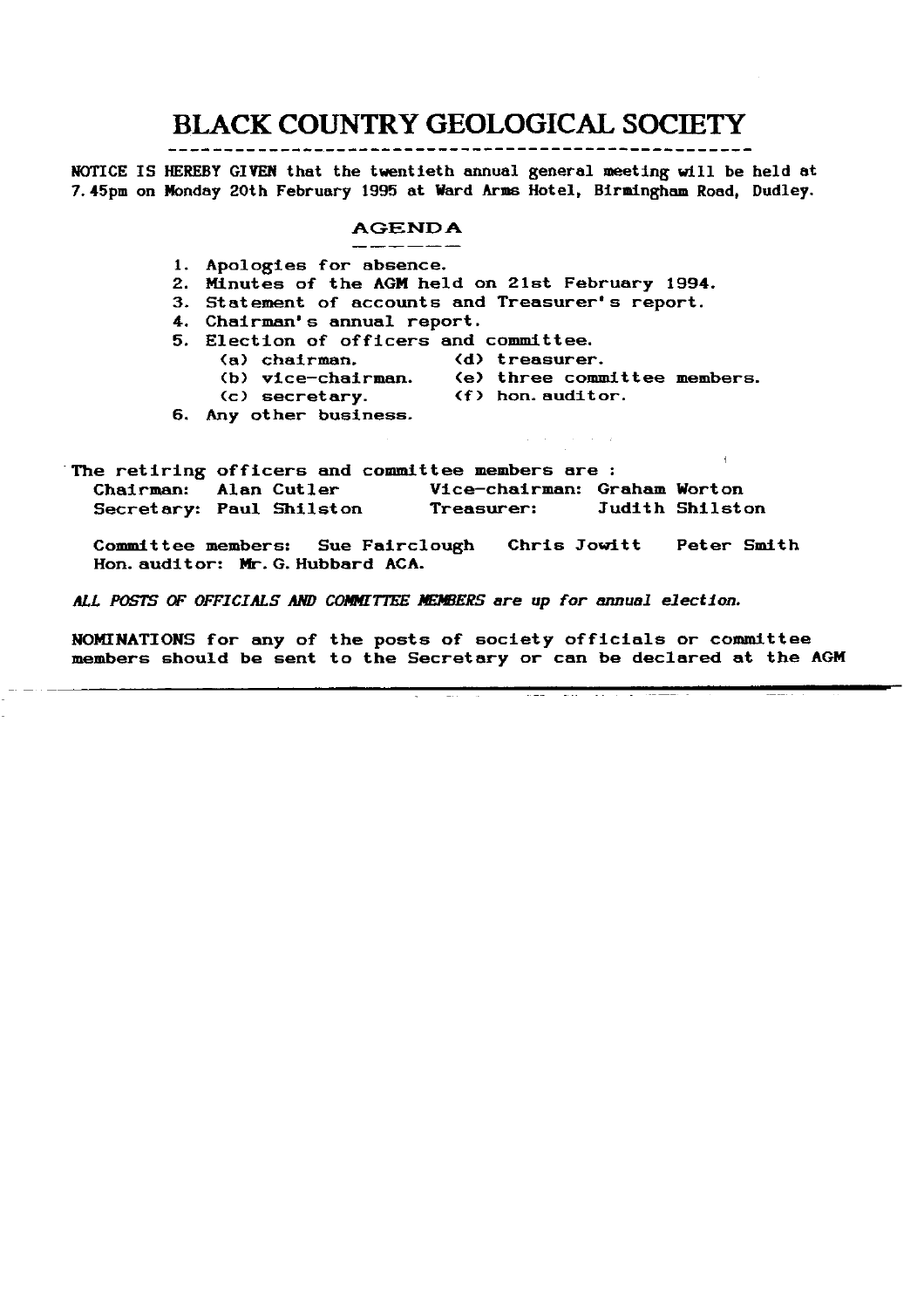# BLACK COUNTRY GEOLOGICAL SOCIETY

**NOTICE IS HEREBY GIVEN** that the twentieth annual general meeting will be held at 7.45pm on Monday 20th February 1995 at Ward Arms Hotel, Birmingham Road, Dudley.

## AGENDA

1. Apologies for absence.
2. Minutes of the AGM held on 21st February 1994.
3. Statement of accounts and Treasurer's report.
4. Chairman's annual report.
5. Election of officers and committee.
   - (a) chairman.
   - (b) vice-chairman.
   - (c) secretary.
   - (d) treasurer.
   - (e) three committee members.
   - (f) hon. auditor.
6. Any other business.

The retiring officers and committee members are :

Chairman: Alan Cutler
Vice-chairman: Graham Worton
Secretary: Paul Shilston
Treasurer: Judith Shilston

Committee members: Sue Fairclough Chris Jowitt Peter Smith
Hon. auditor: Mr. G. Hubbard ACA.

*ALL POSTS OF OFFICIALS AND COMMITTEE MEMBERS are up for annual election.*

**NOMINATIONS** for any of the posts of society officials or committee members should be sent to the Secretary or can be declared at the AGM